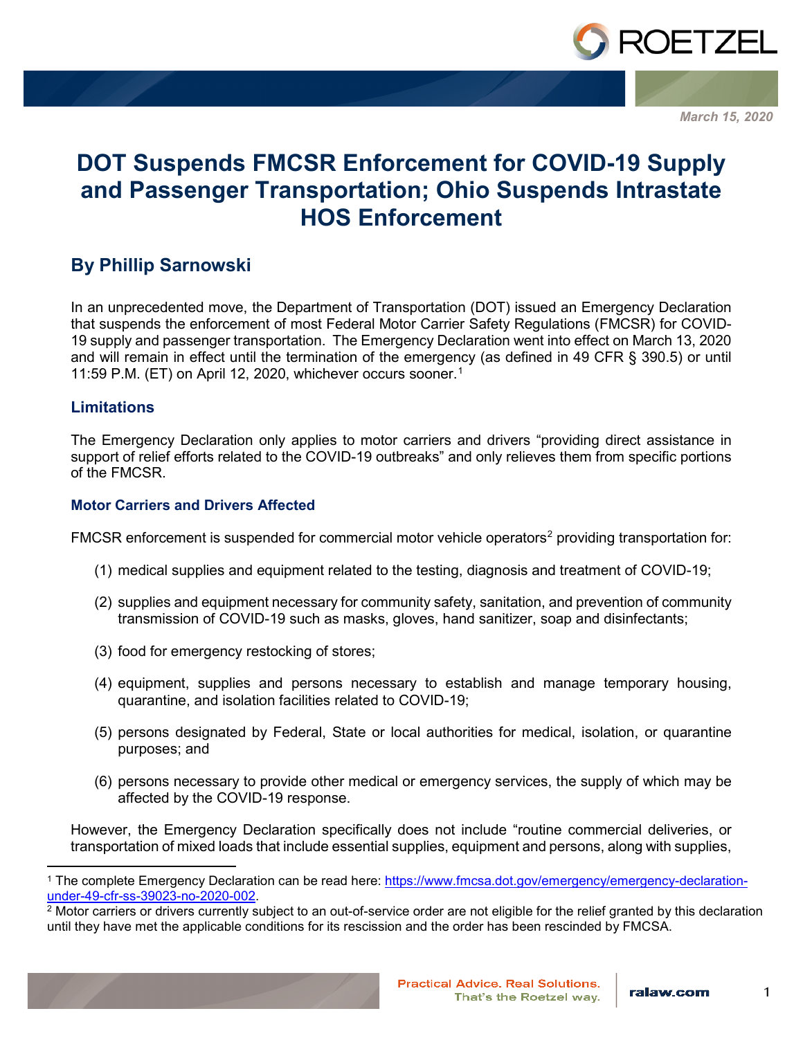March 15, 2020

# DOT Suspends FMCSR Enforcement for COVID-19 Supply and Passenger Transportation; Ohio Suspends Intrastate HOS Enforcement

## By Phillip Sarnowski

In an unprecedented move, the Department of Transportation (DOT) issued an Emergency Declaration that suspends the enforcement of most Federal Motor Carrier Safety Regulations (FMCSR) for COVID-19 supply and passenger transportation. The Emergency Declaration went into effect on March 13, 2020 and will remain in effect until the termination of the emergency (as defined in 49 CFR § 390.5) or until 11:59 P.M. (ET) on April 12, 2020, whichever occurs sooner.[1]

### Limitations

The Emergency Declaration only applies to motor carriers and drivers "providing direct assistance in support of relief efforts related to the COVID-19 outbreaks" and only relieves them from specific portions of the FMCSR.

#### Motor Carriers and Drivers Affected

FMCSR enforcement is suspended for commercial motor vehicle operators[2] providing transportation for:

(1) medical supplies and equipment related to the testing, diagnosis and treatment of COVID-19;

(2) supplies and equipment necessary for community safety, sanitation, and prevention of community transmission of COVID-19 such as masks, gloves, hand sanitizer, soap and disinfectants;

(3) food for emergency restocking of stores;

(4) equipment, supplies and persons necessary to establish and manage temporary housing, quarantine, and isolation facilities related to COVID-19;

(5) persons designated by Federal, State or local authorities for medical, isolation, or quarantine purposes; and

(6) persons necessary to provide other medical or emergency services, the supply of which may be affected by the COVID-19 response.

However, the Emergency Declaration specifically does not include "routine commercial deliveries, or transportation of mixed loads that include essential supplies, equipment and persons, along with supplies,

---

[1] The complete Emergency Declaration can be read here: https://www.fmcsa.dot.gov/emergency/emergency-declaration-under-49-cfr-ss-39023-no-2020-002.

[2] Motor carriers or drivers currently subject to an out-of-service order are not eligible for the relief granted by this declaration until they have met the applicable conditions for its rescission and the order has been rescinded by FMCSA.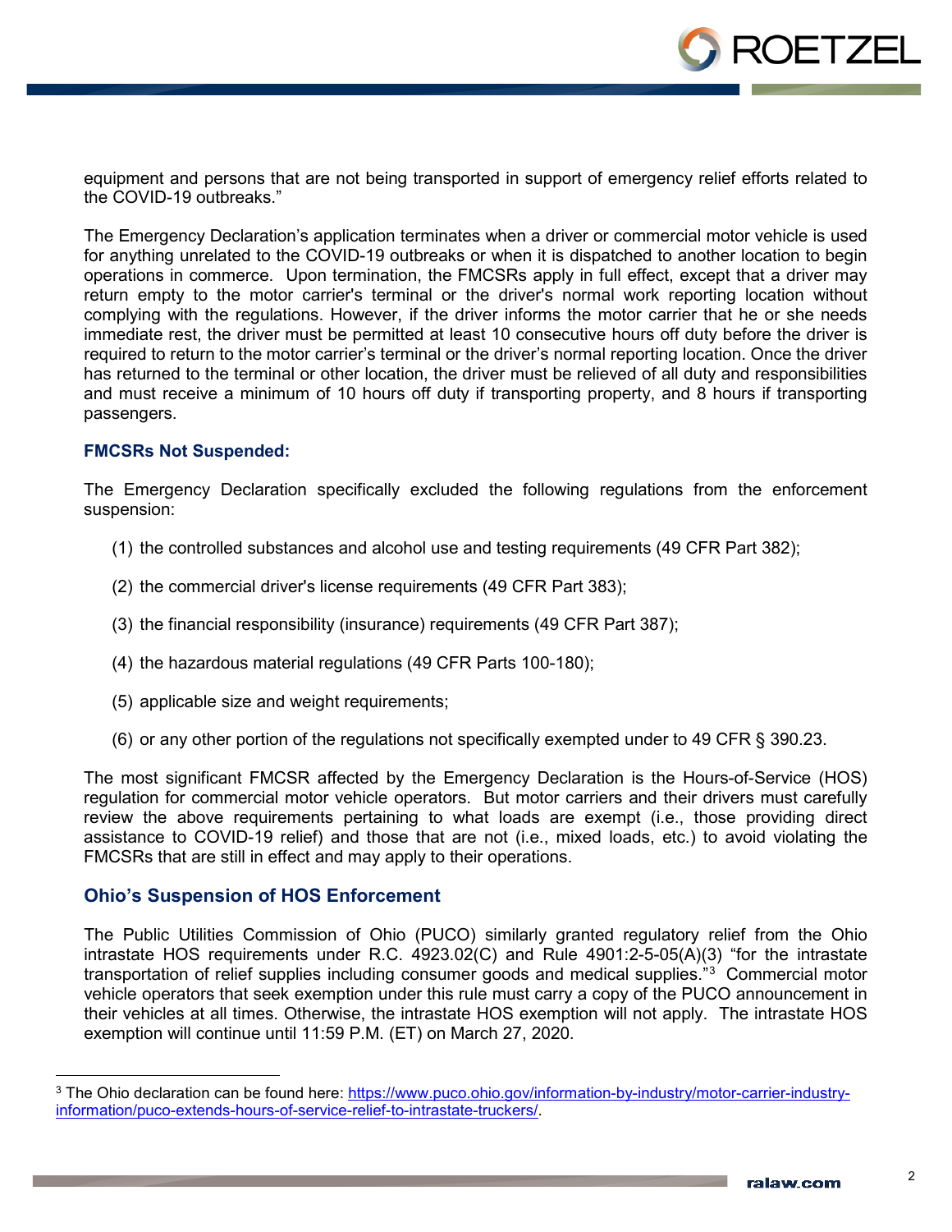equipment and persons that are not being transported in support of emergency relief efforts related to the COVID-19 outbreaks."

The Emergency Declaration's application terminates when a driver or commercial motor vehicle is used for anything unrelated to the COVID-19 outbreaks or when it is dispatched to another location to begin operations in commerce. Upon termination, the FMCSRs apply in full effect, except that a driver may return empty to the motor carrier's terminal or the driver's normal work reporting location without complying with the regulations. However, if the driver informs the motor carrier that he or she needs immediate rest, the driver must be permitted at least 10 consecutive hours off duty before the driver is required to return to the motor carrier's terminal or the driver's normal reporting location. Once the driver has returned to the terminal or other location, the driver must be relieved of all duty and responsibilities and must receive a minimum of 10 hours off duty if transporting property, and 8 hours if transporting passengers.

### FMCSRs Not Suspended:

The Emergency Declaration specifically excluded the following regulations from the enforcement suspension:

(1) the controlled substances and alcohol use and testing requirements (49 CFR Part 382);

(2) the commercial driver's license requirements (49 CFR Part 383);

(3) the financial responsibility (insurance) requirements (49 CFR Part 387);

(4) the hazardous material regulations (49 CFR Parts 100-180);

(5) applicable size and weight requirements;

(6) or any other portion of the regulations not specifically exempted under to 49 CFR § 390.23.

The most significant FMCSR affected by the Emergency Declaration is the Hours-of-Service (HOS) regulation for commercial motor vehicle operators. But motor carriers and their drivers must carefully review the above requirements pertaining to what loads are exempt (i.e., those providing direct assistance to COVID-19 relief) and those that are not (i.e., mixed loads, etc.) to avoid violating the FMCSRs that are still in effect and may apply to their operations.

## Ohio's Suspension of HOS Enforcement

The Public Utilities Commission of Ohio (PUCO) similarly granted regulatory relief from the Ohio intrastate HOS requirements under R.C. 4923.02(C) and Rule 4901:2-5-05(A)(3) "for the intrastate transportation of relief supplies including consumer goods and medical supplies."[3] Commercial motor vehicle operators that seek exemption under this rule must carry a copy of the PUCO announcement in their vehicles at all times. Otherwise, the intrastate HOS exemption will not apply. The intrastate HOS exemption will continue until 11:59 P.M. (ET) on March 27, 2020.

---

[3] The Ohio declaration can be found here: [https://www.puco.ohio.gov/information-by-industry/motor-carrier-industry-information/puco-extends-hours-of-service-relief-to-intrastate-truckers/](https://www.puco.ohio.gov/information-by-industry/motor-carrier-industry-information/puco-extends-hours-of-service-relief-to-intrastate-truckers/).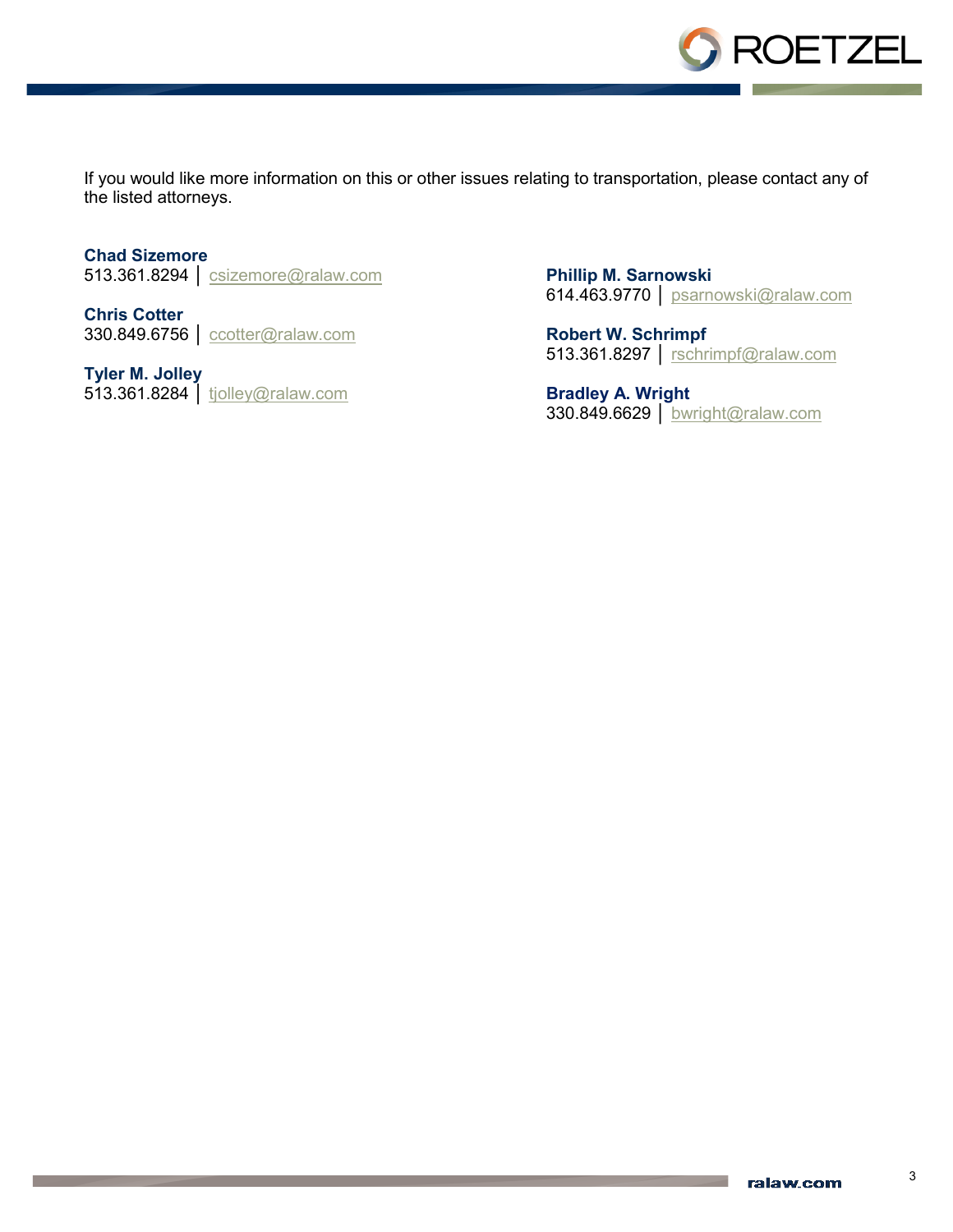If you would like more information on this or other issues relating to transportation, please contact any of the listed attorneys.

**Chad Sizemore**
513.361.8294 │ csizemore@ralaw.com

**Chris Cotter**
330.849.6756 │ ccotter@ralaw.com

**Tyler M. Jolley**
513.361.8284 │ tjolley@ralaw.com

**Phillip M. Sarnowski**
614.463.9770 │ psarnowski@ralaw.com

**Robert W. Schrimpf**
513.361.8297 │ rschrimpf@ralaw.com

**Bradley A. Wright**
330.849.6629 │ bwright@ralaw.com